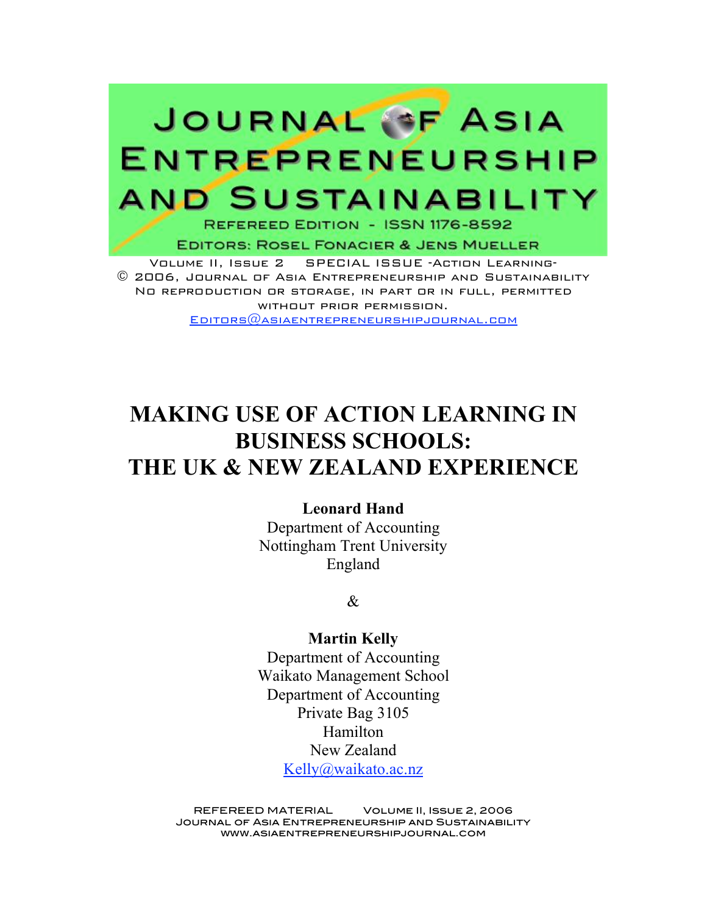# Journal of Asia Entrepreneurship and Sustainability

Refereed Edition - ISSN 1176-8592

Editors: Rosel Fonacier & Jens Mueller

Volume II, Issue 2 SPECIAL ISSUE -Action Learning-

© 2006, Journal of Asia Entrepreneurship and Sustainability

No reproduction or storage, in part or in full, permitted without prior permission.

Editors@asiaentrepreneurshipjournal.com

# MAKING USE OF ACTION LEARNING IN BUSINESS SCHOOLS: THE UK & NEW ZEALAND EXPERIENCE

**Leonard Hand**
Department of Accounting
Nottingham Trent University
England

&

**Martin Kelly**
Department of Accounting
Waikato Management School
Department of Accounting
Private Bag 3105
Hamilton
New Zealand
Kelly@waikato.ac.nz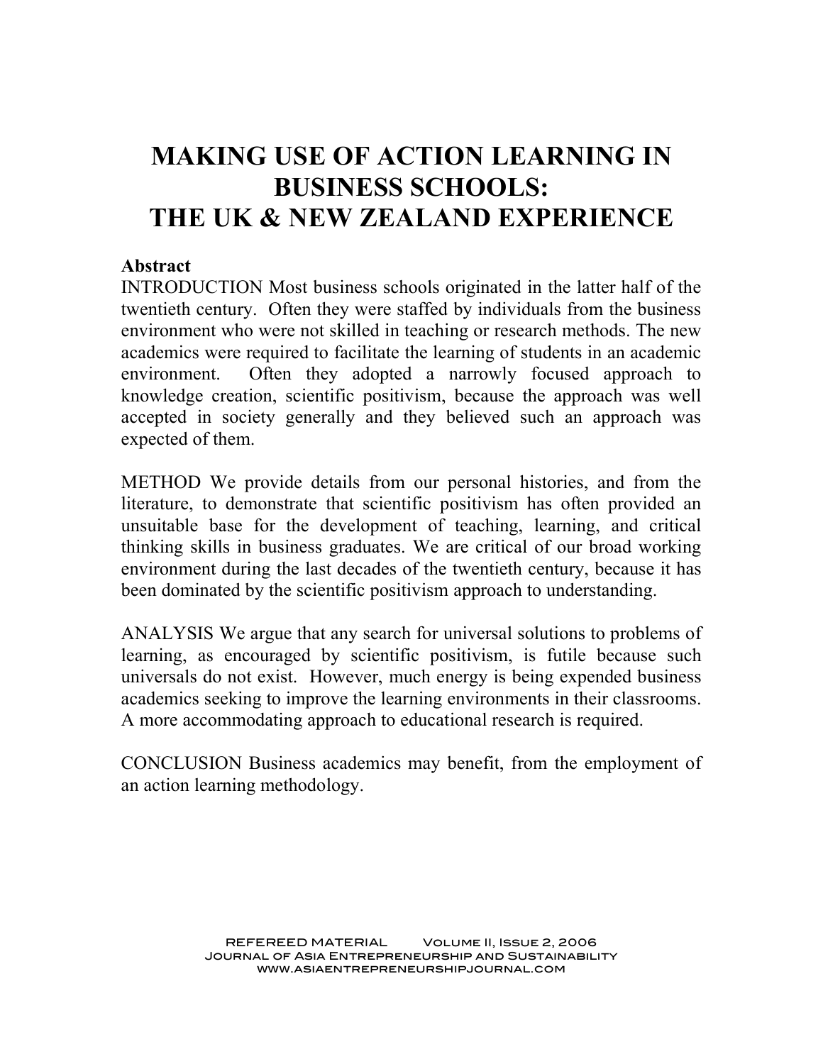# MAKING USE OF ACTION LEARNING IN BUSINESS SCHOOLS: THE UK & NEW ZEALAND EXPERIENCE

**Abstract**

INTRODUCTION Most business schools originated in the latter half of the twentieth century. Often they were staffed by individuals from the business environment who were not skilled in teaching or research methods. The new academics were required to facilitate the learning of students in an academic environment. Often they adopted a narrowly focused approach to knowledge creation, scientific positivism, because the approach was well accepted in society generally and they believed such an approach was expected of them.

METHOD We provide details from our personal histories, and from the literature, to demonstrate that scientific positivism has often provided an unsuitable base for the development of teaching, learning, and critical thinking skills in business graduates. We are critical of our broad working environment during the last decades of the twentieth century, because it has been dominated by the scientific positivism approach to understanding.

ANALYSIS We argue that any search for universal solutions to problems of learning, as encouraged by scientific positivism, is futile because such universals do not exist. However, much energy is being expended business academics seeking to improve the learning environments in their classrooms. A more accommodating approach to educational research is required.

CONCLUSION Business academics may benefit, from the employment of an action learning methodology.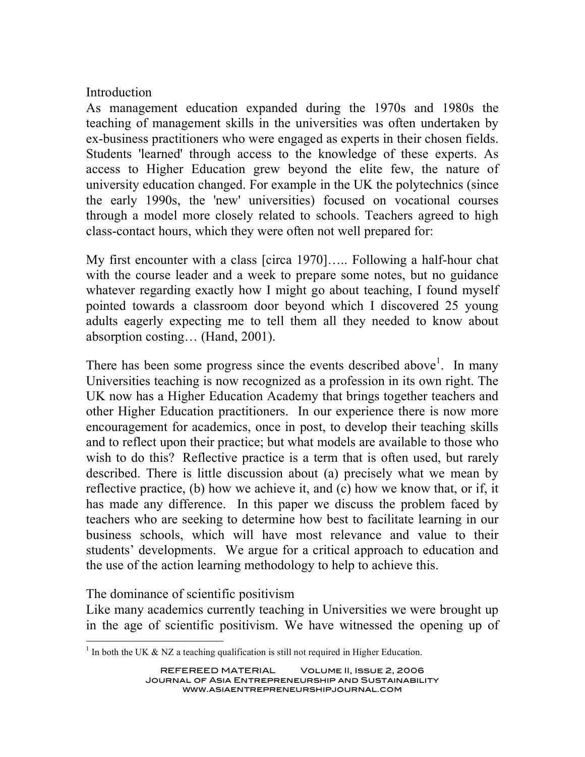## Introduction

As management education expanded during the 1970s and 1980s the teaching of management skills in the universities was often undertaken by ex-business practitioners who were engaged as experts in their chosen fields. Students 'learned' through access to the knowledge of these experts. As access to Higher Education grew beyond the elite few, the nature of university education changed. For example in the UK the polytechnics (since the early 1990s, the 'new' universities) focused on vocational courses through a model more closely related to schools. Teachers agreed to high class-contact hours, which they were often not well prepared for:

My first encounter with a class [circa 1970]….. Following a half-hour chat with the course leader and a week to prepare some notes, but no guidance whatever regarding exactly how I might go about teaching, I found myself pointed towards a classroom door beyond which I discovered 25 young adults eagerly expecting me to tell them all they needed to know about absorption costing… (Hand, 2001).

There has been some progress since the events described above[1]. In many Universities teaching is now recognized as a profession in its own right. The UK now has a Higher Education Academy that brings together teachers and other Higher Education practitioners. In our experience there is now more encouragement for academics, once in post, to develop their teaching skills and to reflect upon their practice; but what models are available to those who wish to do this? Reflective practice is a term that is often used, but rarely described. There is little discussion about (a) precisely what we mean by reflective practice, (b) how we achieve it, and (c) how we know that, or if, it has made any difference. In this paper we discuss the problem faced by teachers who are seeking to determine how best to facilitate learning in our business schools, which will have most relevance and value to their students' developments. We argue for a critical approach to education and the use of the action learning methodology to help to achieve this.

## The dominance of scientific positivism

Like many academics currently teaching in Universities we were brought up in the age of scientific positivism. We have witnessed the opening up of

[1] In both the UK & NZ a teaching qualification is still not required in Higher Education.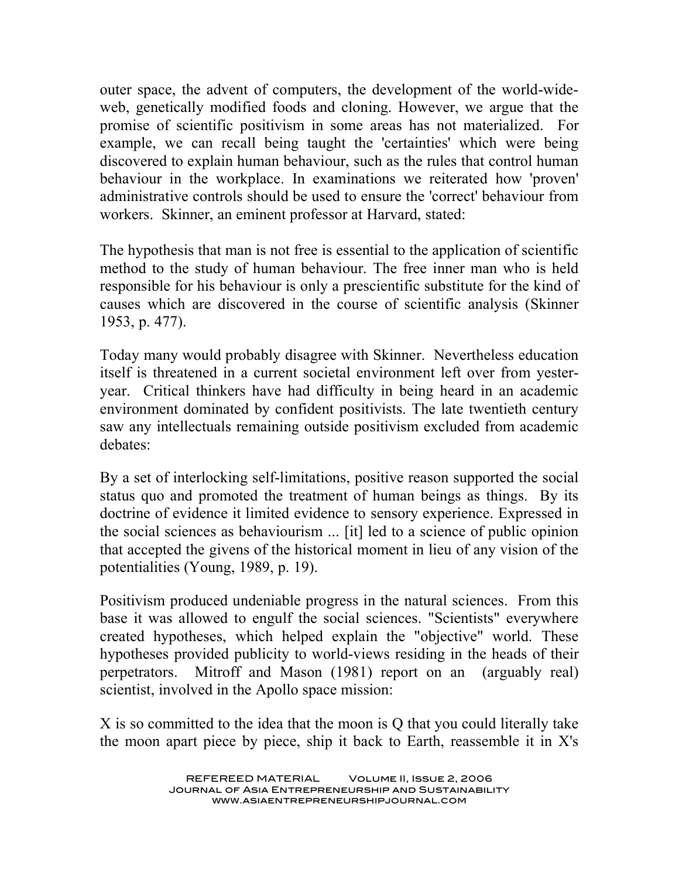outer space, the advent of computers, the development of the world-wide-web, genetically modified foods and cloning. However, we argue that the promise of scientific positivism in some areas has not materialized. For example, we can recall being taught the 'certainties' which were being discovered to explain human behaviour, such as the rules that control human behaviour in the workplace. In examinations we reiterated how 'proven' administrative controls should be used to ensure the 'correct' behaviour from workers. Skinner, an eminent professor at Harvard, stated:

The hypothesis that man is not free is essential to the application of scientific method to the study of human behaviour. The free inner man who is held responsible for his behaviour is only a prescientific substitute for the kind of causes which are discovered in the course of scientific analysis (Skinner 1953, p. 477).

Today many would probably disagree with Skinner. Nevertheless education itself is threatened in a current societal environment left over from yester-year. Critical thinkers have had difficulty in being heard in an academic environment dominated by confident positivists. The late twentieth century saw any intellectuals remaining outside positivism excluded from academic debates:

By a set of interlocking self-limitations, positive reason supported the social status quo and promoted the treatment of human beings as things. By its doctrine of evidence it limited evidence to sensory experience. Expressed in the social sciences as behaviourism ... [it] led to a science of public opinion that accepted the givens of the historical moment in lieu of any vision of the potentialities (Young, 1989, p. 19).

Positivism produced undeniable progress in the natural sciences. From this base it was allowed to engulf the social sciences. "Scientists" everywhere created hypotheses, which helped explain the "objective" world. These hypotheses provided publicity to world-views residing in the heads of their perpetrators. Mitroff and Mason (1981) report on an (arguably real) scientist, involved in the Apollo space mission:

X is so committed to the idea that the moon is Q that you could literally take the moon apart piece by piece, ship it back to Earth, reassemble it in X's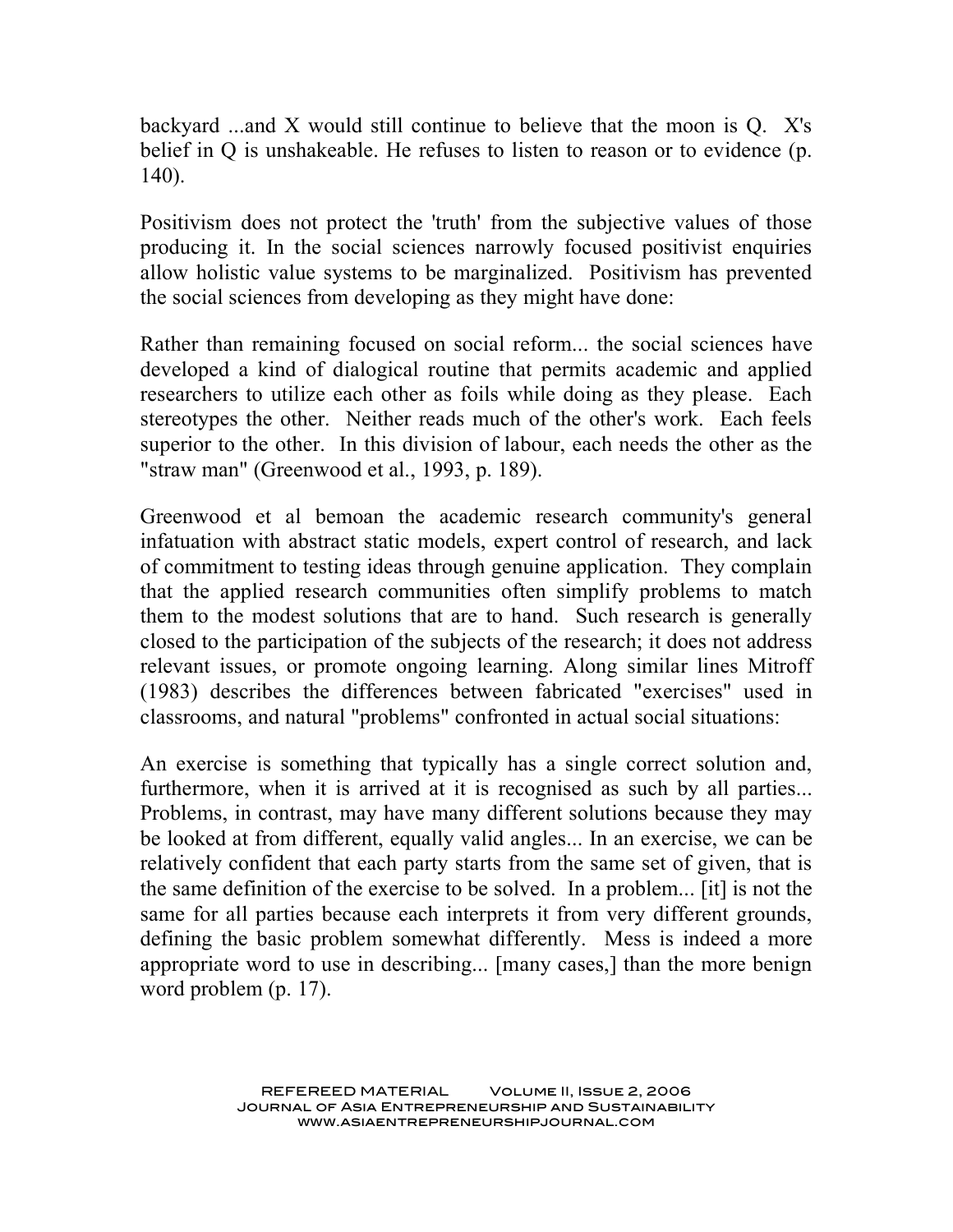backyard ...and X would still continue to believe that the moon is Q. X's belief in Q is unshakeable. He refuses to listen to reason or to evidence (p. 140).

Positivism does not protect the 'truth' from the subjective values of those producing it. In the social sciences narrowly focused positivist enquiries allow holistic value systems to be marginalized. Positivism has prevented the social sciences from developing as they might have done:

Rather than remaining focused on social reform... the social sciences have developed a kind of dialogical routine that permits academic and applied researchers to utilize each other as foils while doing as they please. Each stereotypes the other. Neither reads much of the other's work. Each feels superior to the other. In this division of labour, each needs the other as the "straw man" (Greenwood et al., 1993, p. 189).

Greenwood et al bemoan the academic research community's general infatuation with abstract static models, expert control of research, and lack of commitment to testing ideas through genuine application. They complain that the applied research communities often simplify problems to match them to the modest solutions that are to hand. Such research is generally closed to the participation of the subjects of the research; it does not address relevant issues, or promote ongoing learning. Along similar lines Mitroff (1983) describes the differences between fabricated "exercises" used in classrooms, and natural "problems" confronted in actual social situations:

An exercise is something that typically has a single correct solution and, furthermore, when it is arrived at it is recognised as such by all parties... Problems, in contrast, may have many different solutions because they may be looked at from different, equally valid angles... In an exercise, we can be relatively confident that each party starts from the same set of given, that is the same definition of the exercise to be solved. In a problem... [it] is not the same for all parties because each interprets it from very different grounds, defining the basic problem somewhat differently. Mess is indeed a more appropriate word to use in describing... [many cases,] than the more benign word problem (p. 17).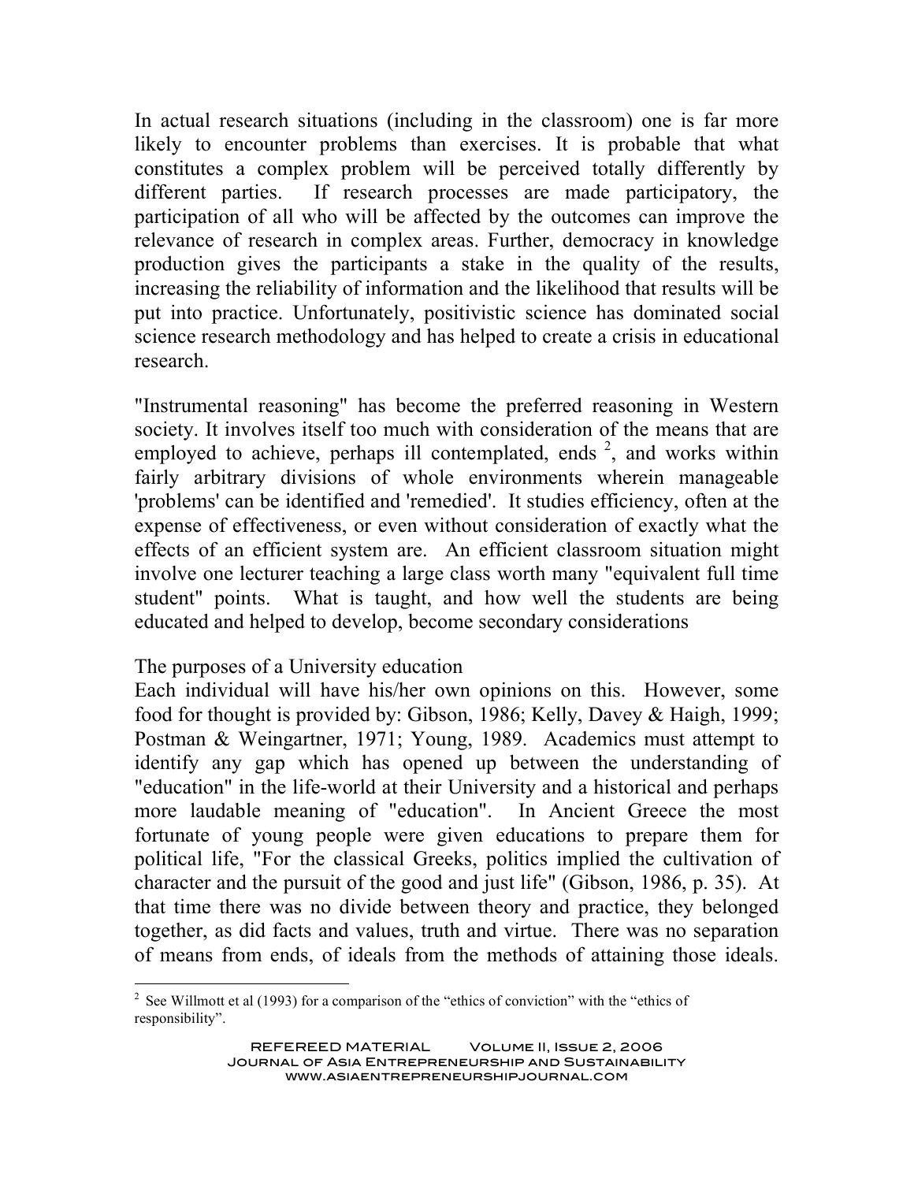In actual research situations (including in the classroom) one is far more likely to encounter problems than exercises. It is probable that what constitutes a complex problem will be perceived totally differently by different parties. If research processes are made participatory, the participation of all who will be affected by the outcomes can improve the relevance of research in complex areas. Further, democracy in knowledge production gives the participants a stake in the quality of the results, increasing the reliability of information and the likelihood that results will be put into practice. Unfortunately, positivistic science has dominated social science research methodology and has helped to create a crisis in educational research.

"Instrumental reasoning" has become the preferred reasoning in Western society. It involves itself too much with consideration of the means that are employed to achieve, perhaps ill contemplated, ends [2], and works within fairly arbitrary divisions of whole environments wherein manageable 'problems' can be identified and 'remedied'. It studies efficiency, often at the expense of effectiveness, or even without consideration of exactly what the effects of an efficient system are. An efficient classroom situation might involve one lecturer teaching a large class worth many "equivalent full time student" points. What is taught, and how well the students are being educated and helped to develop, become secondary considerations

### The purposes of a University education

Each individual will have his/her own opinions on this. However, some food for thought is provided by: Gibson, 1986; Kelly, Davey & Haigh, 1999; Postman & Weingartner, 1971; Young, 1989. Academics must attempt to identify any gap which has opened up between the understanding of "education" in the life-world at their University and a historical and perhaps more laudable meaning of "education". In Ancient Greece the most fortunate of young people were given educations to prepare them for political life, "For the classical Greeks, politics implied the cultivation of character and the pursuit of the good and just life" (Gibson, 1986, p. 35). At that time there was no divide between theory and practice, they belonged together, as did facts and values, truth and virtue. There was no separation of means from ends, of ideals from the methods of attaining those ideals.

---

[2] See Willmott et al (1993) for a comparison of the "ethics of conviction" with the "ethics of responsibility".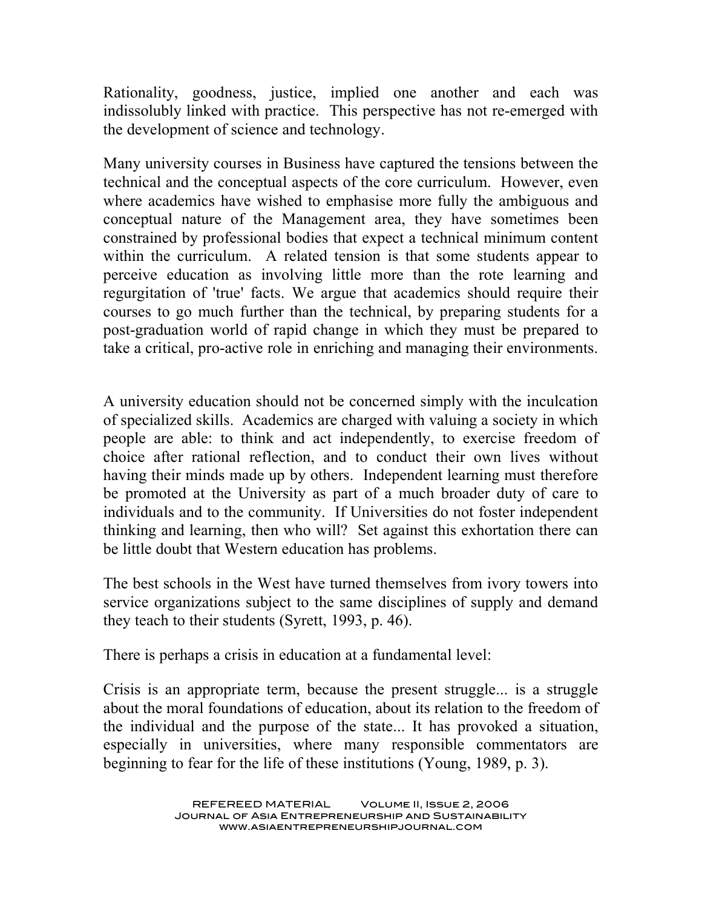Rationality, goodness, justice, implied one another and each was indissolubly linked with practice. This perspective has not re-emerged with the development of science and technology.

Many university courses in Business have captured the tensions between the technical and the conceptual aspects of the core curriculum. However, even where academics have wished to emphasise more fully the ambiguous and conceptual nature of the Management area, they have sometimes been constrained by professional bodies that expect a technical minimum content within the curriculum. A related tension is that some students appear to perceive education as involving little more than the rote learning and regurgitation of 'true' facts. We argue that academics should require their courses to go much further than the technical, by preparing students for a post-graduation world of rapid change in which they must be prepared to take a critical, pro-active role in enriching and managing their environments.

A university education should not be concerned simply with the inculcation of specialized skills. Academics are charged with valuing a society in which people are able: to think and act independently, to exercise freedom of choice after rational reflection, and to conduct their own lives without having their minds made up by others. Independent learning must therefore be promoted at the University as part of a much broader duty of care to individuals and to the community. If Universities do not foster independent thinking and learning, then who will? Set against this exhortation there can be little doubt that Western education has problems.

The best schools in the West have turned themselves from ivory towers into service organizations subject to the same disciplines of supply and demand they teach to their students (Syrett, 1993, p. 46).

There is perhaps a crisis in education at a fundamental level:

Crisis is an appropriate term, because the present struggle... is a struggle about the moral foundations of education, about its relation to the freedom of the individual and the purpose of the state... It has provoked a situation, especially in universities, where many responsible commentators are beginning to fear for the life of these institutions (Young, 1989, p. 3).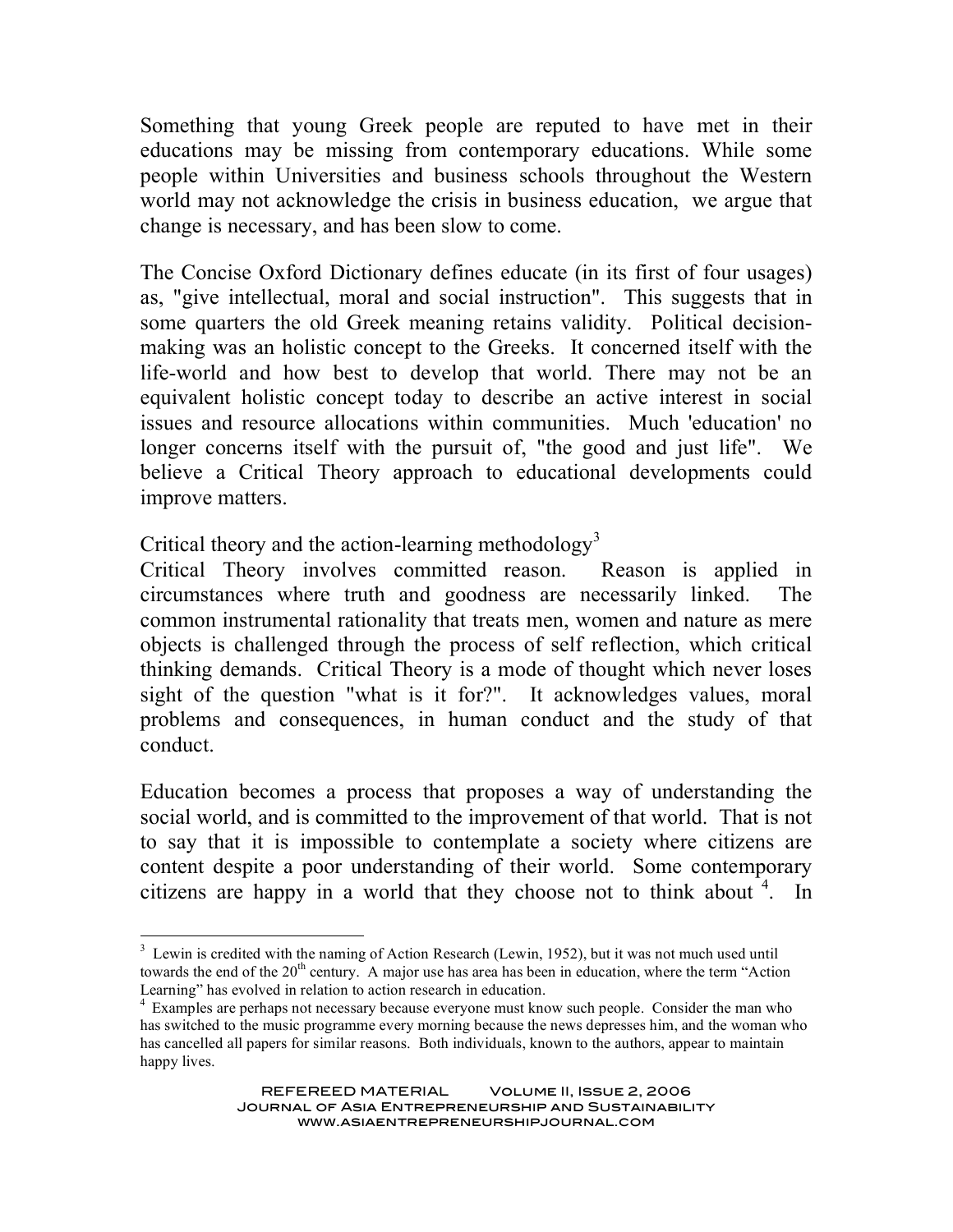Something that young Greek people are reputed to have met in their educations may be missing from contemporary educations. While some people within Universities and business schools throughout the Western world may not acknowledge the crisis in business education, we argue that change is necessary, and has been slow to come.

The Concise Oxford Dictionary defines educate (in its first of four usages) as, "give intellectual, moral and social instruction". This suggests that in some quarters the old Greek meaning retains validity. Political decision-making was an holistic concept to the Greeks. It concerned itself with the life-world and how best to develop that world. There may not be an equivalent holistic concept today to describe an active interest in social issues and resource allocations within communities. Much 'education' no longer concerns itself with the pursuit of, "the good and just life". We believe a Critical Theory approach to educational developments could improve matters.

## Critical theory and the action-learning methodology[3]

Critical Theory involves committed reason. Reason is applied in circumstances where truth and goodness are necessarily linked. The common instrumental rationality that treats men, women and nature as mere objects is challenged through the process of self reflection, which critical thinking demands. Critical Theory is a mode of thought which never loses sight of the question "what is it for?". It acknowledges values, moral problems and consequences, in human conduct and the study of that conduct.

Education becomes a process that proposes a way of understanding the social world, and is committed to the improvement of that world. That is not to say that it is impossible to contemplate a society where citizens are content despite a poor understanding of their world. Some contemporary citizens are happy in a world that they choose not to think about [4]. In

---

[3] Lewin is credited with the naming of Action Research (Lewin, 1952), but it was not much used until towards the end of the 20th century. A major use has area has been in education, where the term "Action Learning" has evolved in relation to action research in education.

[4] Examples are perhaps not necessary because everyone must know such people. Consider the man who has switched to the music programme every morning because the news depresses him, and the woman who has cancelled all papers for similar reasons. Both individuals, known to the authors, appear to maintain happy lives.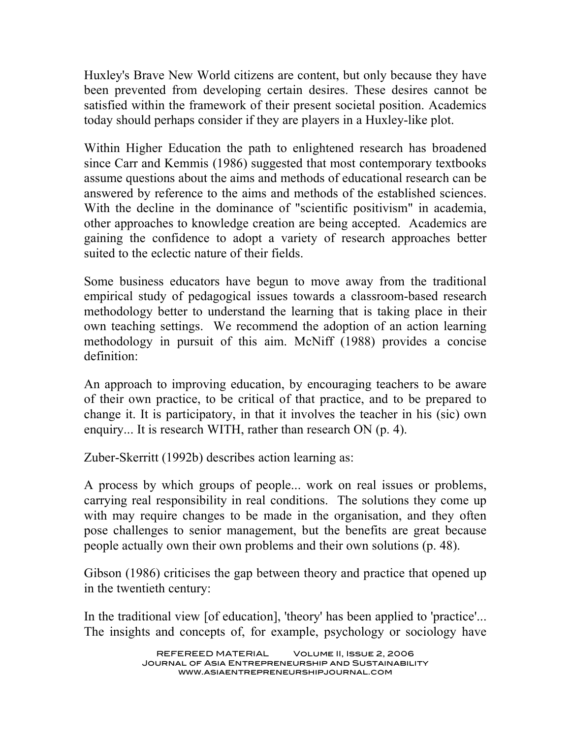Huxley's Brave New World citizens are content, but only because they have been prevented from developing certain desires. These desires cannot be satisfied within the framework of their present societal position. Academics today should perhaps consider if they are players in a Huxley-like plot.

Within Higher Education the path to enlightened research has broadened since Carr and Kemmis (1986) suggested that most contemporary textbooks assume questions about the aims and methods of educational research can be answered by reference to the aims and methods of the established sciences. With the decline in the dominance of "scientific positivism" in academia, other approaches to knowledge creation are being accepted. Academics are gaining the confidence to adopt a variety of research approaches better suited to the eclectic nature of their fields.

Some business educators have begun to move away from the traditional empirical study of pedagogical issues towards a classroom-based research methodology better to understand the learning that is taking place in their own teaching settings. We recommend the adoption of an action learning methodology in pursuit of this aim. McNiff (1988) provides a concise definition:

An approach to improving education, by encouraging teachers to be aware of their own practice, to be critical of that practice, and to be prepared to change it. It is participatory, in that it involves the teacher in his (sic) own enquiry... It is research WITH, rather than research ON (p. 4).

Zuber-Skerritt (1992b) describes action learning as:

A process by which groups of people... work on real issues or problems, carrying real responsibility in real conditions. The solutions they come up with may require changes to be made in the organisation, and they often pose challenges to senior management, but the benefits are great because people actually own their own problems and their own solutions (p. 48).

Gibson (1986) criticises the gap between theory and practice that opened up in the twentieth century:

In the traditional view [of education], 'theory' has been applied to 'practice'... The insights and concepts of, for example, psychology or sociology have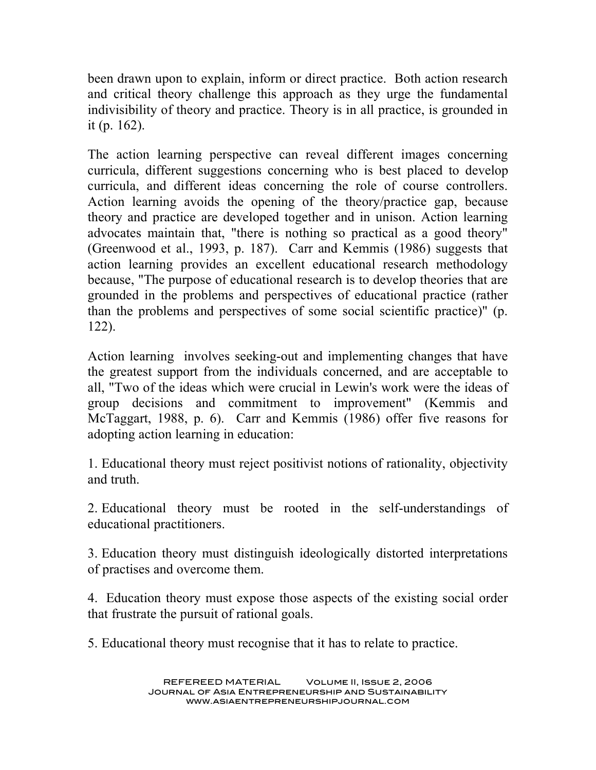been drawn upon to explain, inform or direct practice. Both action research and critical theory challenge this approach as they urge the fundamental indivisibility of theory and practice. Theory is in all practice, is grounded in it (p. 162).

The action learning perspective can reveal different images concerning curricula, different suggestions concerning who is best placed to develop curricula, and different ideas concerning the role of course controllers. Action learning avoids the opening of the theory/practice gap, because theory and practice are developed together and in unison. Action learning advocates maintain that, "there is nothing so practical as a good theory" (Greenwood et al., 1993, p. 187). Carr and Kemmis (1986) suggests that action learning provides an excellent educational research methodology because, "The purpose of educational research is to develop theories that are grounded in the problems and perspectives of educational practice (rather than the problems and perspectives of some social scientific practice)" (p. 122).

Action learning involves seeking-out and implementing changes that have the greatest support from the individuals concerned, and are acceptable to all, "Two of the ideas which were crucial in Lewin's work were the ideas of group decisions and commitment to improvement" (Kemmis and McTaggart, 1988, p. 6). Carr and Kemmis (1986) offer five reasons for adopting action learning in education:

1. Educational theory must reject positivist notions of rationality, objectivity and truth.

2. Educational theory must be rooted in the self-understandings of educational practitioners.

3. Education theory must distinguish ideologically distorted interpretations of practises and overcome them.

4. Education theory must expose those aspects of the existing social order that frustrate the pursuit of rational goals.

5. Educational theory must recognise that it has to relate to practice.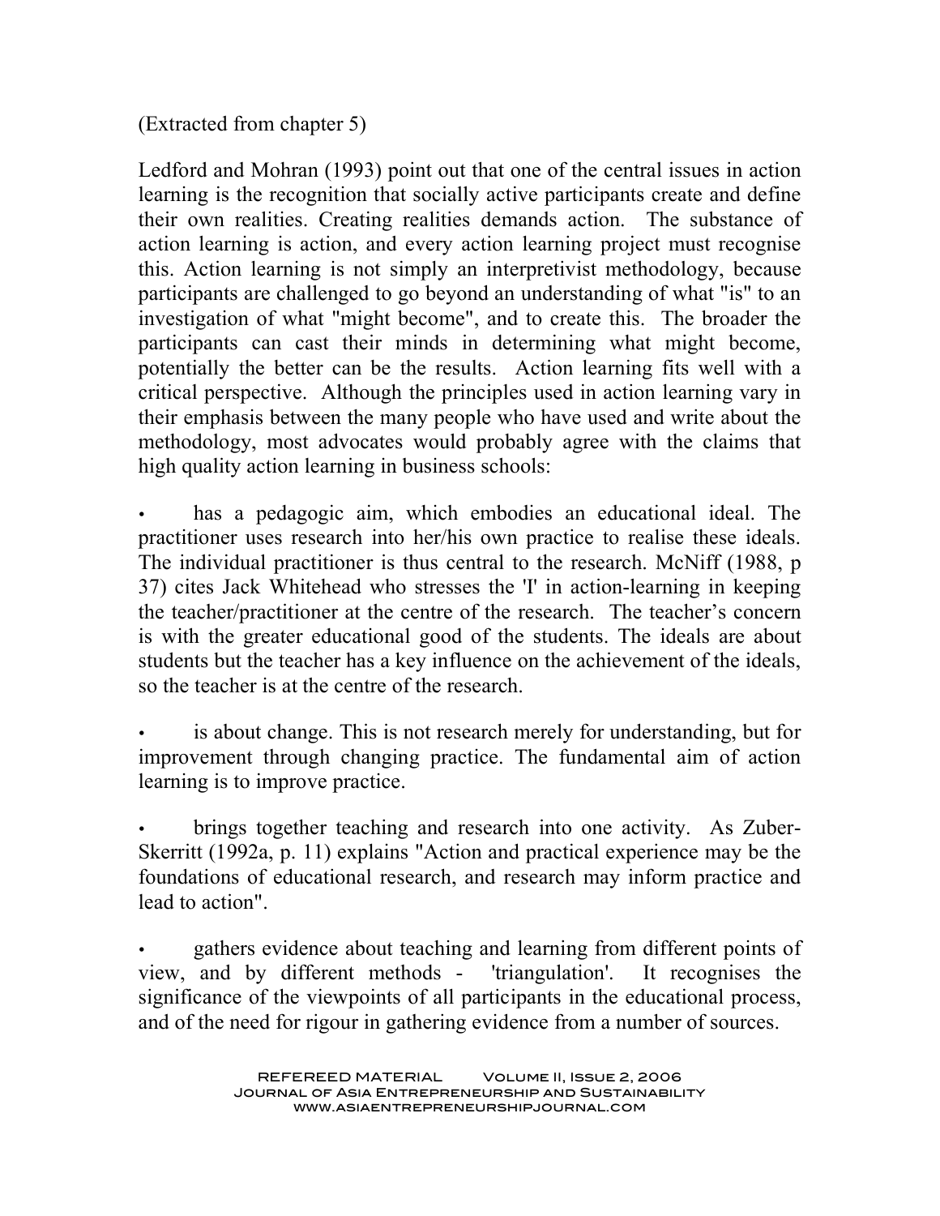(Extracted from chapter 5)

Ledford and Mohran (1993) point out that one of the central issues in action learning is the recognition that socially active participants create and define their own realities. Creating realities demands action. The substance of action learning is action, and every action learning project must recognise this. Action learning is not simply an interpretivist methodology, because participants are challenged to go beyond an understanding of what "is" to an investigation of what "might become", and to create this. The broader the participants can cast their minds in determining what might become, potentially the better can be the results. Action learning fits well with a critical perspective. Although the principles used in action learning vary in their emphasis between the many people who have used and write about the methodology, most advocates would probably agree with the claims that high quality action learning in business schools:

- has a pedagogic aim, which embodies an educational ideal. The practitioner uses research into her/his own practice to realise these ideals. The individual practitioner is thus central to the research. McNiff (1988, p 37) cites Jack Whitehead who stresses the 'I' in action-learning in keeping the teacher/practitioner at the centre of the research. The teacher's concern is with the greater educational good of the students. The ideals are about students but the teacher has a key influence on the achievement of the ideals, so the teacher is at the centre of the research.

- is about change. This is not research merely for understanding, but for improvement through changing practice. The fundamental aim of action learning is to improve practice.

- brings together teaching and research into one activity. As Zuber-Skerritt (1992a, p. 11) explains "Action and practical experience may be the foundations of educational research, and research may inform practice and lead to action".

- gathers evidence about teaching and learning from different points of view, and by different methods - 'triangulation'. It recognises the significance of the viewpoints of all participants in the educational process, and of the need for rigour in gathering evidence from a number of sources.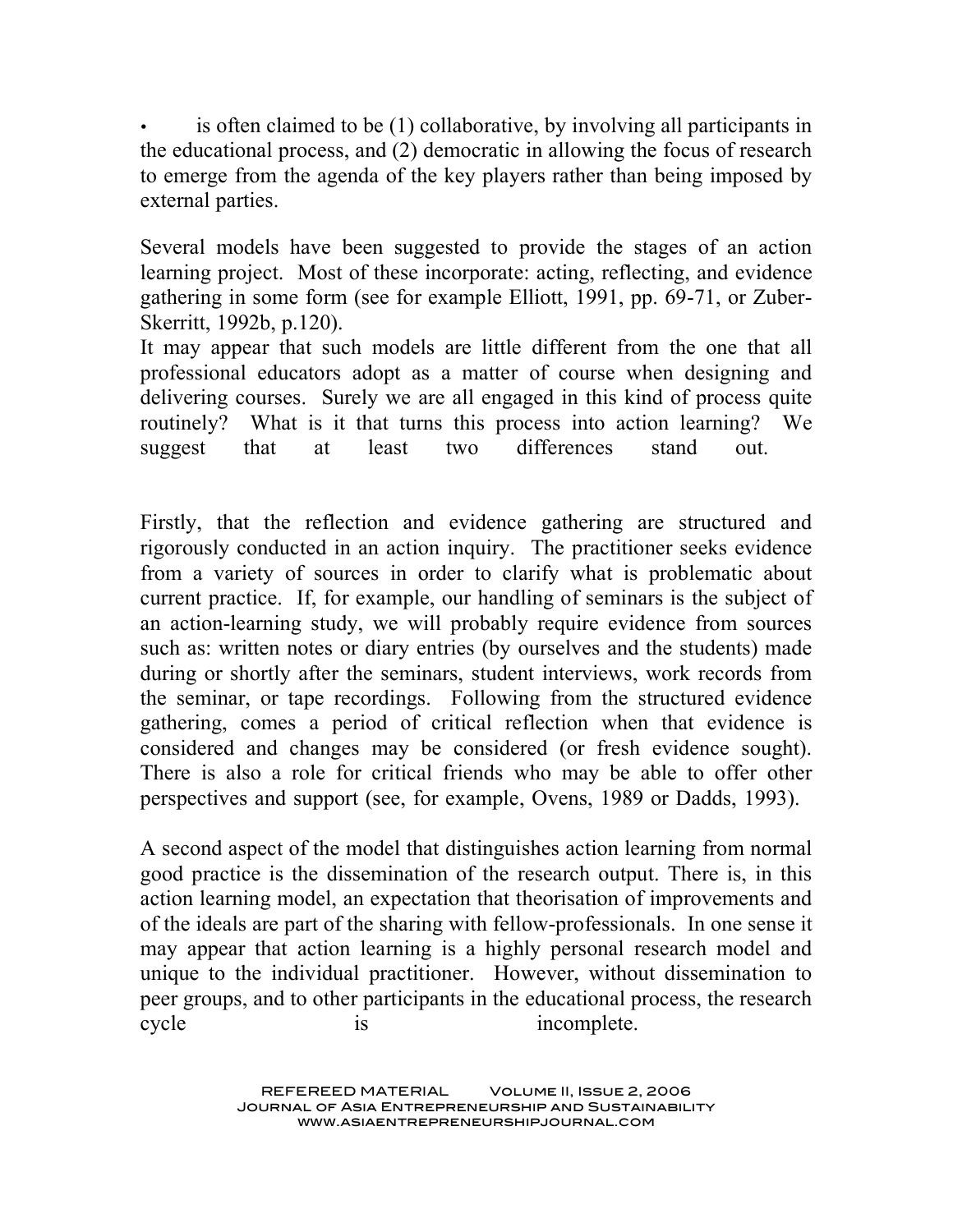- is often claimed to be (1) collaborative, by involving all participants in the educational process, and (2) democratic in allowing the focus of research to emerge from the agenda of the key players rather than being imposed by external parties.

Several models have been suggested to provide the stages of an action learning project. Most of these incorporate: acting, reflecting, and evidence gathering in some form (see for example Elliott, 1991, pp. 69-71, or Zuber-Skerritt, 1992b, p.120).

It may appear that such models are little different from the one that all professional educators adopt as a matter of course when designing and delivering courses. Surely we are all engaged in this kind of process quite routinely? What is it that turns this process into action learning? We suggest that at least two differences stand out.

Firstly, that the reflection and evidence gathering are structured and rigorously conducted in an action inquiry. The practitioner seeks evidence from a variety of sources in order to clarify what is problematic about current practice. If, for example, our handling of seminars is the subject of an action-learning study, we will probably require evidence from sources such as: written notes or diary entries (by ourselves and the students) made during or shortly after the seminars, student interviews, work records from the seminar, or tape recordings. Following from the structured evidence gathering, comes a period of critical reflection when that evidence is considered and changes may be considered (or fresh evidence sought). There is also a role for critical friends who may be able to offer other perspectives and support (see, for example, Ovens, 1989 or Dadds, 1993).

A second aspect of the model that distinguishes action learning from normal good practice is the dissemination of the research output. There is, in this action learning model, an expectation that theorisation of improvements and of the ideals are part of the sharing with fellow-professionals. In one sense it may appear that action learning is a highly personal research model and unique to the individual practitioner. However, without dissemination to peer groups, and to other participants in the educational process, the research cycle is incomplete.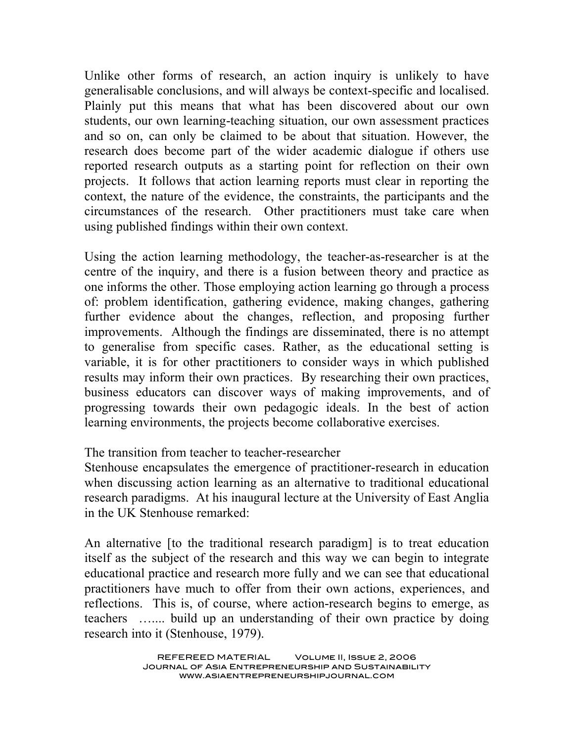Unlike other forms of research, an action inquiry is unlikely to have generalisable conclusions, and will always be context-specific and localised. Plainly put this means that what has been discovered about our own students, our own learning-teaching situation, our own assessment practices and so on, can only be claimed to be about that situation. However, the research does become part of the wider academic dialogue if others use reported research outputs as a starting point for reflection on their own projects. It follows that action learning reports must clear in reporting the context, the nature of the evidence, the constraints, the participants and the circumstances of the research. Other practitioners must take care when using published findings within their own context.

Using the action learning methodology, the teacher-as-researcher is at the centre of the inquiry, and there is a fusion between theory and practice as one informs the other. Those employing action learning go through a process of: problem identification, gathering evidence, making changes, gathering further evidence about the changes, reflection, and proposing further improvements. Although the findings are disseminated, there is no attempt to generalise from specific cases. Rather, as the educational setting is variable, it is for other practitioners to consider ways in which published results may inform their own practices. By researching their own practices, business educators can discover ways of making improvements, and of progressing towards their own pedagogic ideals. In the best of action learning environments, the projects become collaborative exercises.

## The transition from teacher to teacher-researcher

Stenhouse encapsulates the emergence of practitioner-research in education when discussing action learning as an alternative to traditional educational research paradigms. At his inaugural lecture at the University of East Anglia in the UK Stenhouse remarked:

An alternative [to the traditional research paradigm] is to treat education itself as the subject of the research and this way we can begin to integrate educational practice and research more fully and we can see that educational practitioners have much to offer from their own actions, experiences, and reflections. This is, of course, where action-research begins to emerge, as teachers ….... build up an understanding of their own practice by doing research into it (Stenhouse, 1979).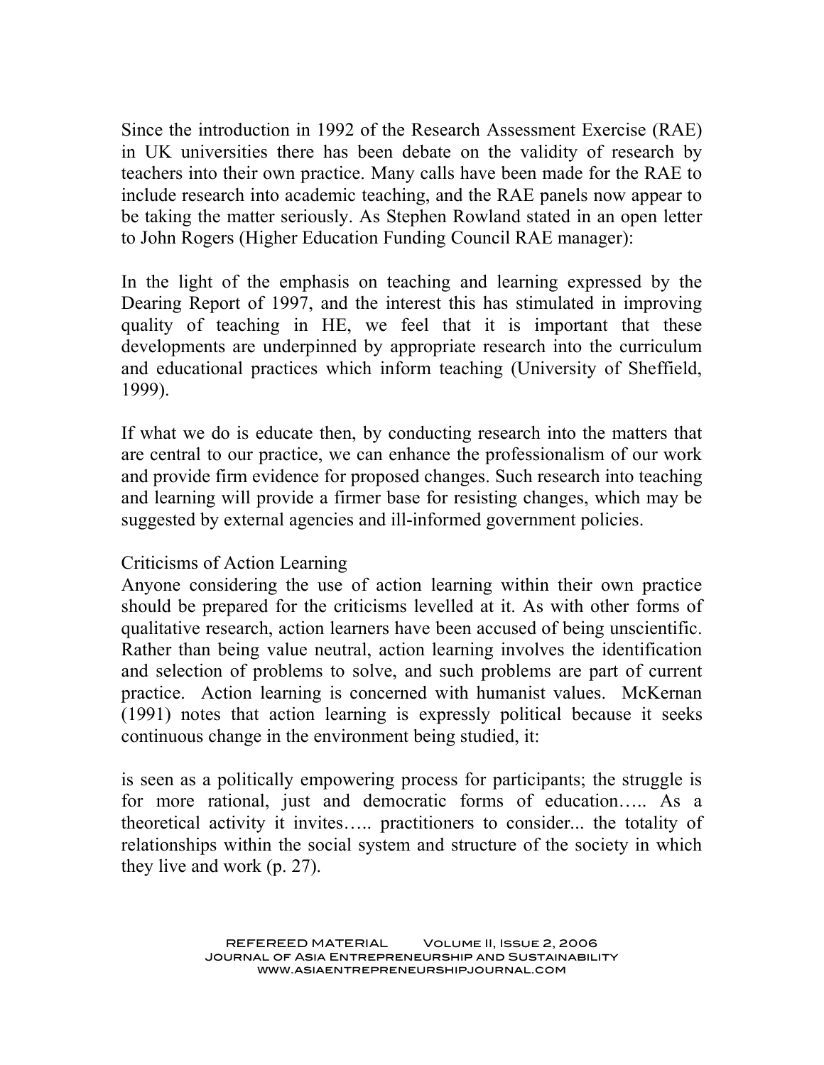Since the introduction in 1992 of the Research Assessment Exercise (RAE) in UK universities there has been debate on the validity of research by teachers into their own practice. Many calls have been made for the RAE to include research into academic teaching, and the RAE panels now appear to be taking the matter seriously. As Stephen Rowland stated in an open letter to John Rogers (Higher Education Funding Council RAE manager):

> In the light of the emphasis on teaching and learning expressed by the Dearing Report of 1997, and the interest this has stimulated in improving quality of teaching in HE, we feel that it is important that these developments are underpinned by appropriate research into the curriculum and educational practices which inform teaching (University of Sheffield, 1999).

If what we do is educate then, by conducting research into the matters that are central to our practice, we can enhance the professionalism of our work and provide firm evidence for proposed changes. Such research into teaching and learning will provide a firmer base for resisting changes, which may be suggested by external agencies and ill-informed government policies.

## Criticisms of Action Learning

Anyone considering the use of action learning within their own practice should be prepared for the criticisms levelled at it. As with other forms of qualitative research, action learners have been accused of being unscientific. Rather than being value neutral, action learning involves the identification and selection of problems to solve, and such problems are part of current practice. Action learning is concerned with humanist values. McKernan (1991) notes that action learning is expressly political because it seeks continuous change in the environment being studied, it:

> is seen as a politically empowering process for participants; the struggle is for more rational, just and democratic forms of education….. As a theoretical activity it invites….. practitioners to consider... the totality of relationships within the social system and structure of the society in which they live and work (p. 27).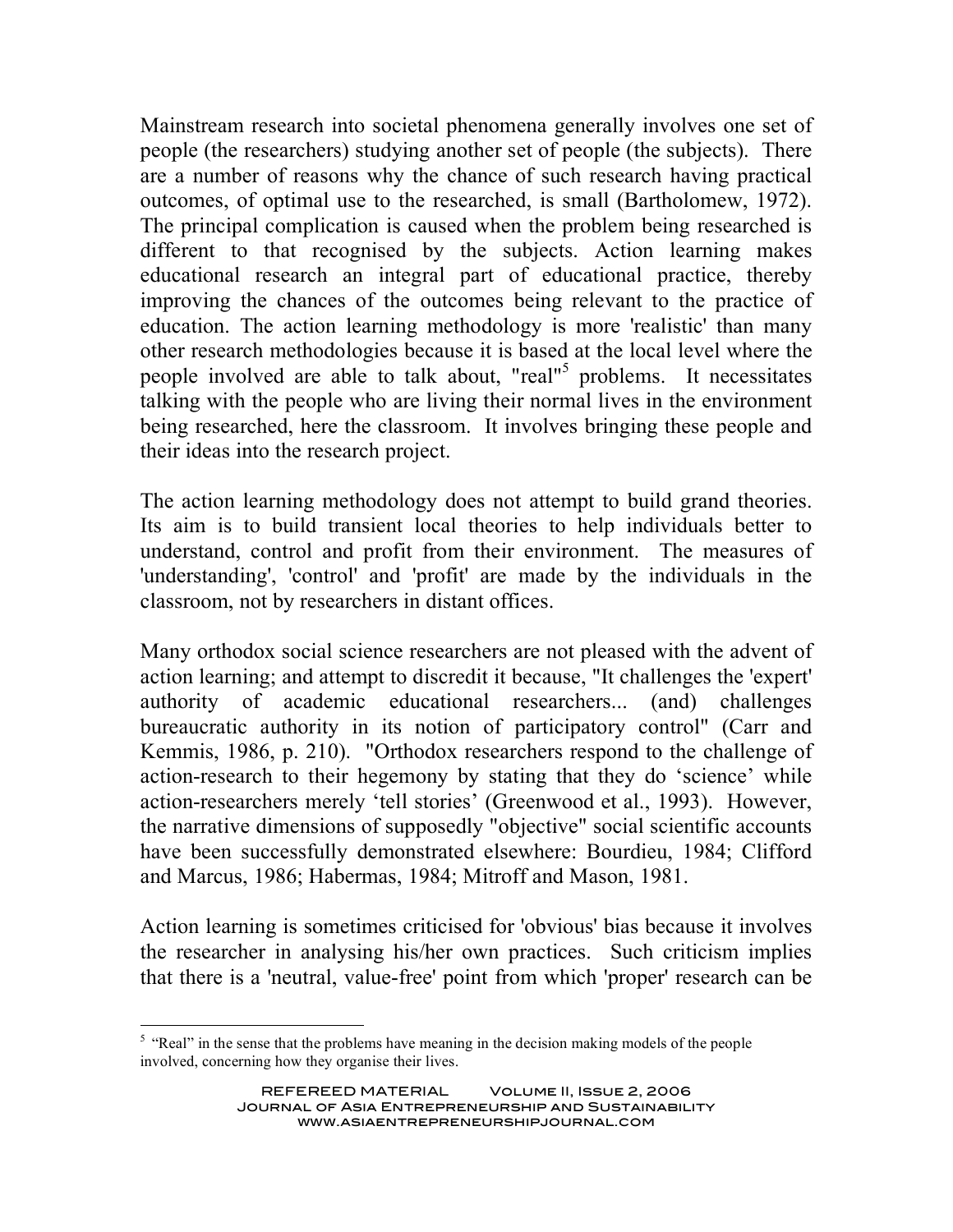Mainstream research into societal phenomena generally involves one set of people (the researchers) studying another set of people (the subjects). There are a number of reasons why the chance of such research having practical outcomes, of optimal use to the researched, is small (Bartholomew, 1972). The principal complication is caused when the problem being researched is different to that recognised by the subjects. Action learning makes educational research an integral part of educational practice, thereby improving the chances of the outcomes being relevant to the practice of education. The action learning methodology is more 'realistic' than many other research methodologies because it is based at the local level where the people involved are able to talk about, "real"[5] problems. It necessitates talking with the people who are living their normal lives in the environment being researched, here the classroom. It involves bringing these people and their ideas into the research project.

The action learning methodology does not attempt to build grand theories. Its aim is to build transient local theories to help individuals better to understand, control and profit from their environment. The measures of 'understanding', 'control' and 'profit' are made by the individuals in the classroom, not by researchers in distant offices.

Many orthodox social science researchers are not pleased with the advent of action learning; and attempt to discredit it because, "It challenges the 'expert' authority of academic educational researchers... (and) challenges bureaucratic authority in its notion of participatory control" (Carr and Kemmis, 1986, p. 210). "Orthodox researchers respond to the challenge of action-research to their hegemony by stating that they do 'science' while action-researchers merely 'tell stories' (Greenwood et al., 1993). However, the narrative dimensions of supposedly "objective" social scientific accounts have been successfully demonstrated elsewhere: Bourdieu, 1984; Clifford and Marcus, 1986; Habermas, 1984; Mitroff and Mason, 1981.

Action learning is sometimes criticised for 'obvious' bias because it involves the researcher in analysing his/her own practices. Such criticism implies that there is a 'neutral, value-free' point from which 'proper' research can be

---

[5] "Real" in the sense that the problems have meaning in the decision making models of the people involved, concerning how they organise their lives.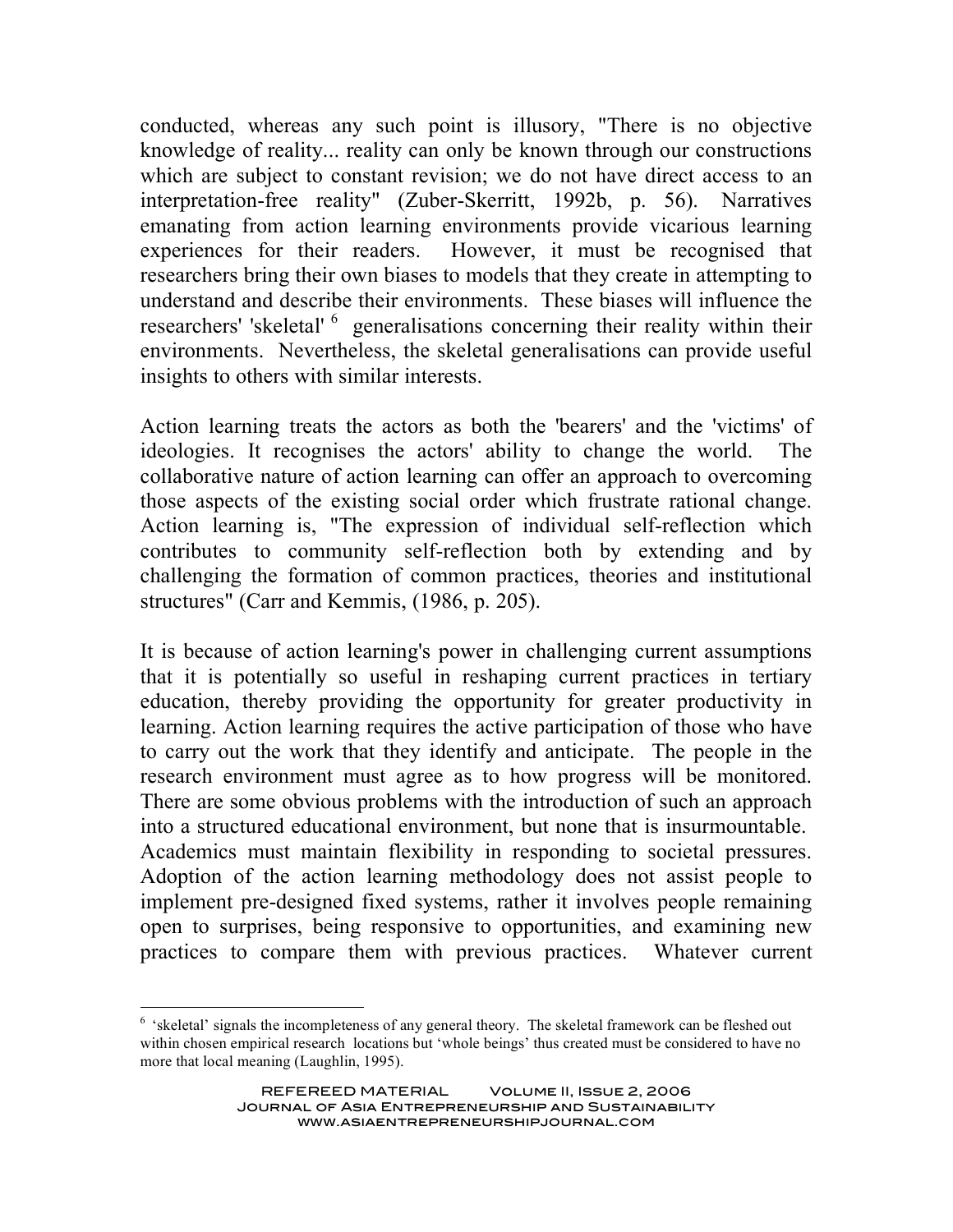conducted, whereas any such point is illusory, "There is no objective knowledge of reality... reality can only be known through our constructions which are subject to constant revision; we do not have direct access to an interpretation-free reality" (Zuber-Skerritt, 1992b, p. 56). Narratives emanating from action learning environments provide vicarious learning experiences for their readers. However, it must be recognised that researchers bring their own biases to models that they create in attempting to understand and describe their environments. These biases will influence the researchers' 'skeletal' [6] generalisations concerning their reality within their environments. Nevertheless, the skeletal generalisations can provide useful insights to others with similar interests.

Action learning treats the actors as both the 'bearers' and the 'victims' of ideologies. It recognises the actors' ability to change the world. The collaborative nature of action learning can offer an approach to overcoming those aspects of the existing social order which frustrate rational change. Action learning is, "The expression of individual self-reflection which contributes to community self-reflection both by extending and by challenging the formation of common practices, theories and institutional structures" (Carr and Kemmis, (1986, p. 205).

It is because of action learning's power in challenging current assumptions that it is potentially so useful in reshaping current practices in tertiary education, thereby providing the opportunity for greater productivity in learning. Action learning requires the active participation of those who have to carry out the work that they identify and anticipate. The people in the research environment must agree as to how progress will be monitored. There are some obvious problems with the introduction of such an approach into a structured educational environment, but none that is insurmountable. Academics must maintain flexibility in responding to societal pressures. Adoption of the action learning methodology does not assist people to implement pre-designed fixed systems, rather it involves people remaining open to surprises, being responsive to opportunities, and examining new practices to compare them with previous practices. Whatever current

---

[6] 'skeletal' signals the incompleteness of any general theory. The skeletal framework can be fleshed out within chosen empirical research locations but 'whole beings' thus created must be considered to have no more that local meaning (Laughlin, 1995).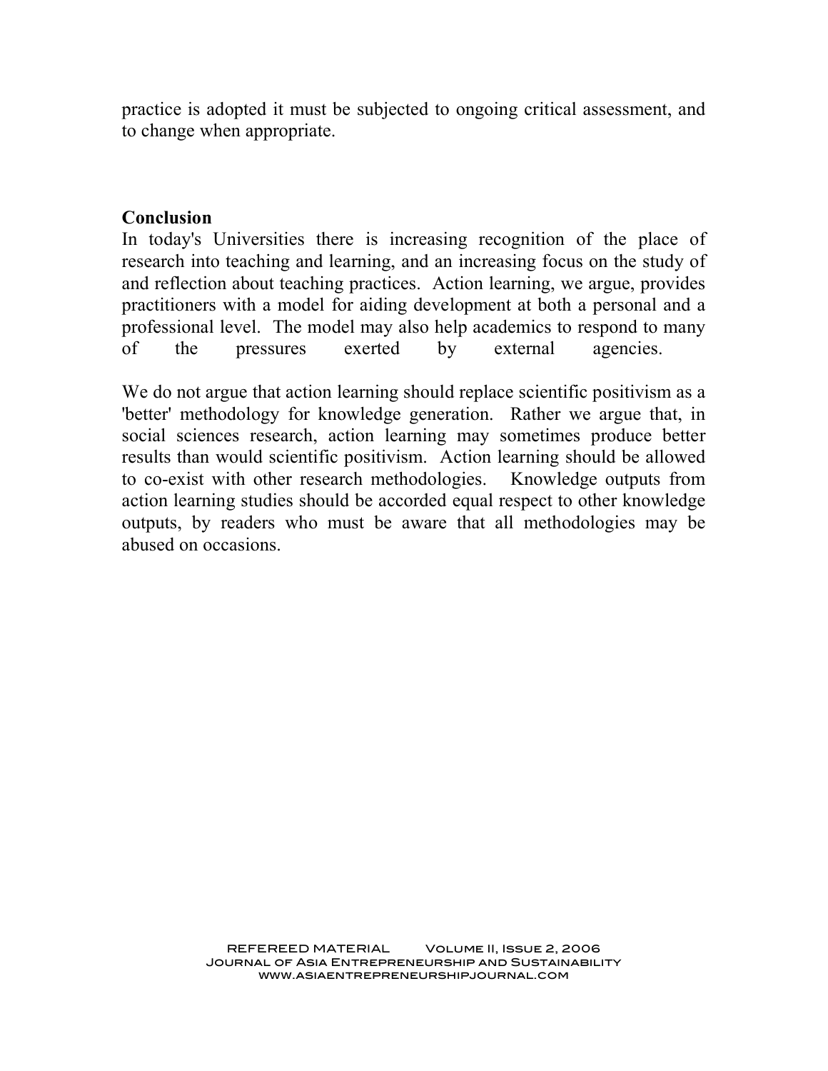practice is adopted it must be subjected to ongoing critical assessment, and to change when appropriate.

## Conclusion

In today's Universities there is increasing recognition of the place of research into teaching and learning, and an increasing focus on the study of and reflection about teaching practices. Action learning, we argue, provides practitioners with a model for aiding development at both a personal and a professional level. The model may also help academics to respond to many of the pressures exerted by external agencies.

We do not argue that action learning should replace scientific positivism as a 'better' methodology for knowledge generation. Rather we argue that, in social sciences research, action learning may sometimes produce better results than would scientific positivism. Action learning should be allowed to co-exist with other research methodologies. Knowledge outputs from action learning studies should be accorded equal respect to other knowledge outputs, by readers who must be aware that all methodologies may be abused on occasions.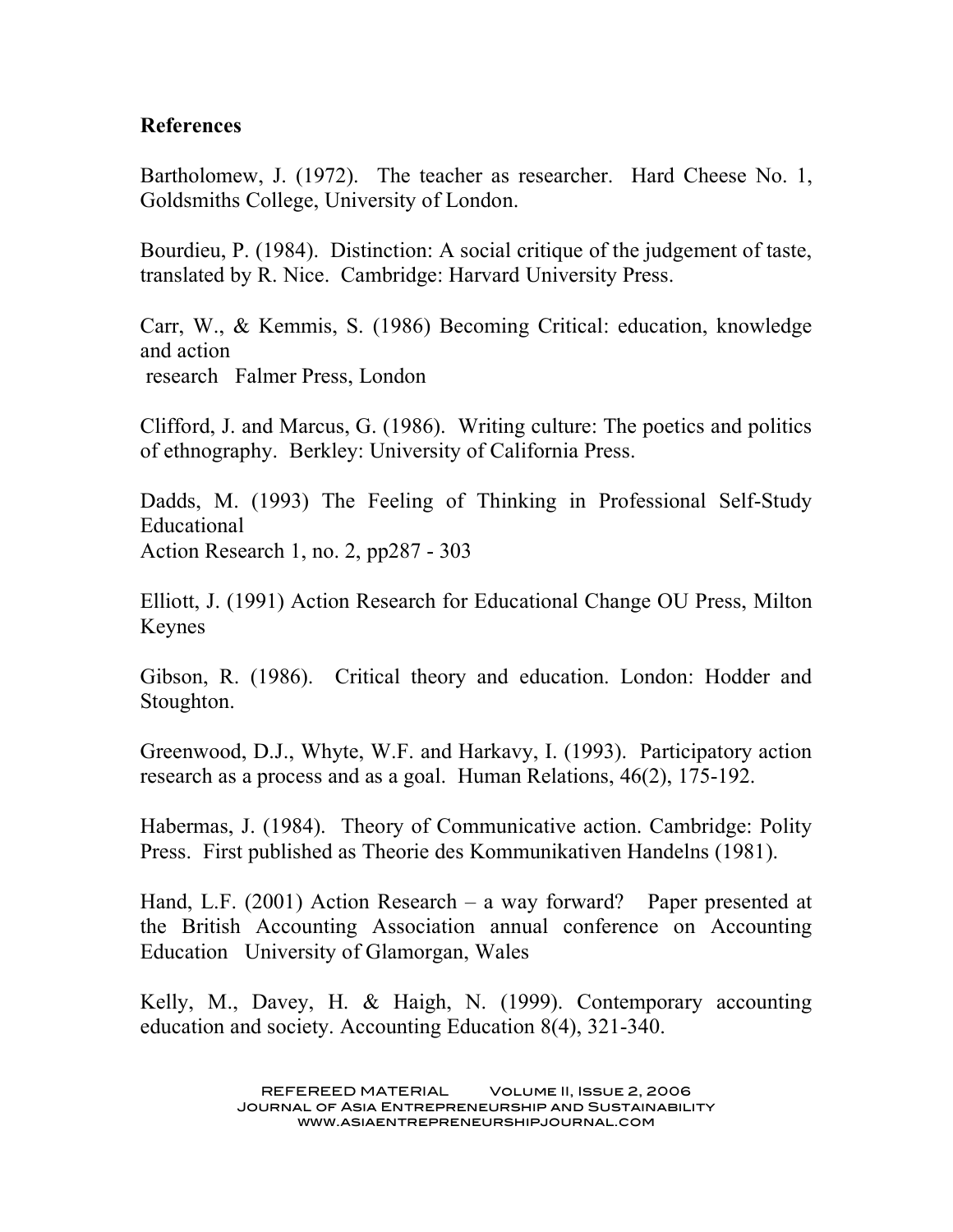## References

Bartholomew, J. (1972). The teacher as researcher. Hard Cheese No. 1, Goldsmiths College, University of London.

Bourdieu, P. (1984). Distinction: A social critique of the judgement of taste, translated by R. Nice. Cambridge: Harvard University Press.

Carr, W., & Kemmis, S. (1986) Becoming Critical: education, knowledge and action research Falmer Press, London

Clifford, J. and Marcus, G. (1986). Writing culture: The poetics and politics of ethnography. Berkley: University of California Press.

Dadds, M. (1993) The Feeling of Thinking in Professional Self-Study Educational Action Research 1, no. 2, pp287 - 303

Elliott, J. (1991) Action Research for Educational Change OU Press, Milton Keynes

Gibson, R. (1986). Critical theory and education. London: Hodder and Stoughton.

Greenwood, D.J., Whyte, W.F. and Harkavy, I. (1993). Participatory action research as a process and as a goal. Human Relations, 46(2), 175-192.

Habermas, J. (1984). Theory of Communicative action. Cambridge: Polity Press. First published as Theorie des Kommunikativen Handelns (1981).

Hand, L.F. (2001) Action Research – a way forward? Paper presented at the British Accounting Association annual conference on Accounting Education University of Glamorgan, Wales

Kelly, M., Davey, H. & Haigh, N. (1999). Contemporary accounting education and society. Accounting Education 8(4), 321-340.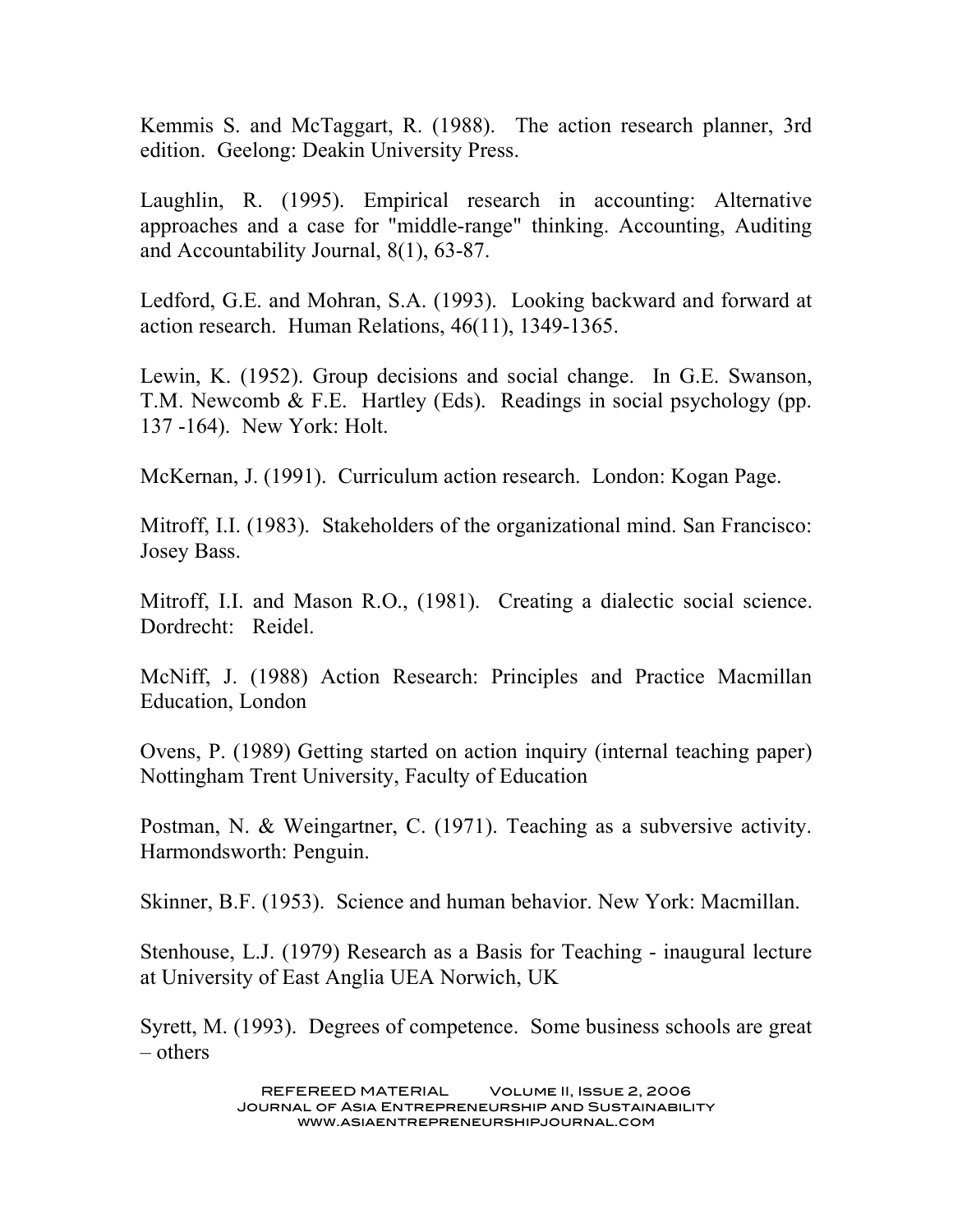Kemmis S. and McTaggart, R. (1988). The action research planner, 3rd edition. Geelong: Deakin University Press.

Laughlin, R. (1995). Empirical research in accounting: Alternative approaches and a case for "middle-range" thinking. Accounting, Auditing and Accountability Journal, 8(1), 63-87.

Ledford, G.E. and Mohran, S.A. (1993). Looking backward and forward at action research. Human Relations, 46(11), 1349-1365.

Lewin, K. (1952). Group decisions and social change. In G.E. Swanson, T.M. Newcomb & F.E. Hartley (Eds). Readings in social psychology (pp. 137 -164). New York: Holt.

McKernan, J. (1991). Curriculum action research. London: Kogan Page.

Mitroff, I.I. (1983). Stakeholders of the organizational mind. San Francisco: Josey Bass.

Mitroff, I.I. and Mason R.O., (1981). Creating a dialectic social science. Dordrecht: Reidel.

McNiff, J. (1988) Action Research: Principles and Practice Macmillan Education, London

Ovens, P. (1989) Getting started on action inquiry (internal teaching paper) Nottingham Trent University, Faculty of Education

Postman, N. & Weingartner, C. (1971). Teaching as a subversive activity. Harmondsworth: Penguin.

Skinner, B.F. (1953). Science and human behavior. New York: Macmillan.

Stenhouse, L.J. (1979) Research as a Basis for Teaching - inaugural lecture at University of East Anglia UEA Norwich, UK

Syrett, M. (1993). Degrees of competence. Some business schools are great – others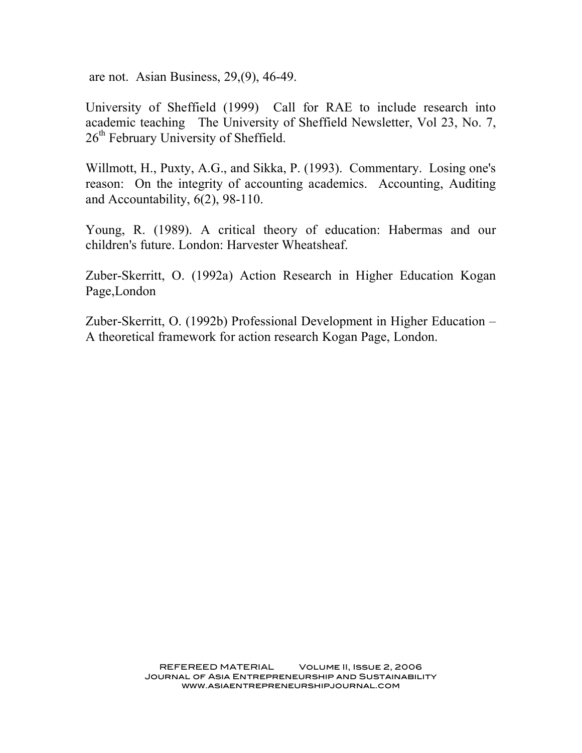are not. Asian Business, 29,(9), 46-49.

University of Sheffield (1999) Call for RAE to include research into academic teaching The University of Sheffield Newsletter, Vol 23, No. 7, 26th February University of Sheffield.

Willmott, H., Puxty, A.G., and Sikka, P. (1993). Commentary. Losing one's reason: On the integrity of accounting academics. Accounting, Auditing and Accountability, 6(2), 98-110.

Young, R. (1989). A critical theory of education: Habermas and our children's future. London: Harvester Wheatsheaf.

Zuber-Skerritt, O. (1992a) Action Research in Higher Education Kogan Page,London

Zuber-Skerritt, O. (1992b) Professional Development in Higher Education – A theoretical framework for action research Kogan Page, London.